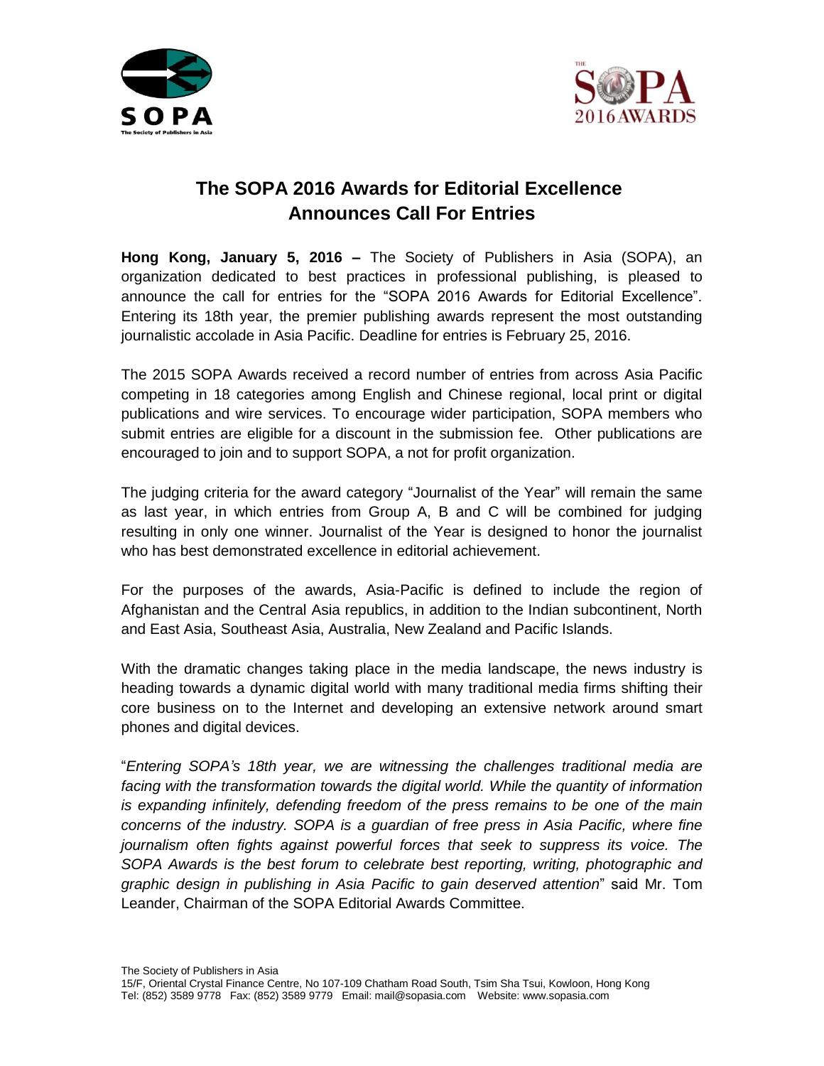# The SOPA 2016 Awards for Editorial Excellence Announces Call For Entries

**Hong Kong, January 5, 2016 –** The Society of Publishers in Asia (SOPA), an organization dedicated to best practices in professional publishing, is pleased to announce the call for entries for the "SOPA 2016 Awards for Editorial Excellence". Entering its 18th year, the premier publishing awards represent the most outstanding journalistic accolade in Asia Pacific. Deadline for entries is February 25, 2016.

The 2015 SOPA Awards received a record number of entries from across Asia Pacific competing in 18 categories among English and Chinese regional, local print or digital publications and wire services. To encourage wider participation, SOPA members who submit entries are eligible for a discount in the submission fee. Other publications are encouraged to join and to support SOPA, a not for profit organization.

The judging criteria for the award category "Journalist of the Year" will remain the same as last year, in which entries from Group A, B and C will be combined for judging resulting in only one winner. Journalist of the Year is designed to honor the journalist who has best demonstrated excellence in editorial achievement.

For the purposes of the awards, Asia-Pacific is defined to include the region of Afghanistan and the Central Asia republics, in addition to the Indian subcontinent, North and East Asia, Southeast Asia, Australia, New Zealand and Pacific Islands.

With the dramatic changes taking place in the media landscape, the news industry is heading towards a dynamic digital world with many traditional media firms shifting their core business on to the Internet and developing an extensive network around smart phones and digital devices.

"*Entering SOPA's 18th year, we are witnessing the challenges traditional media are facing with the transformation towards the digital world. While the quantity of information is expanding infinitely, defending freedom of the press remains to be one of the main concerns of the industry. SOPA is a guardian of free press in Asia Pacific, where fine journalism often fights against powerful forces that seek to suppress its voice. The SOPA Awards is the best forum to celebrate best reporting, writing, photographic and graphic design in publishing in Asia Pacific to gain deserved attention*" said Mr. Tom Leander, Chairman of the SOPA Editorial Awards Committee.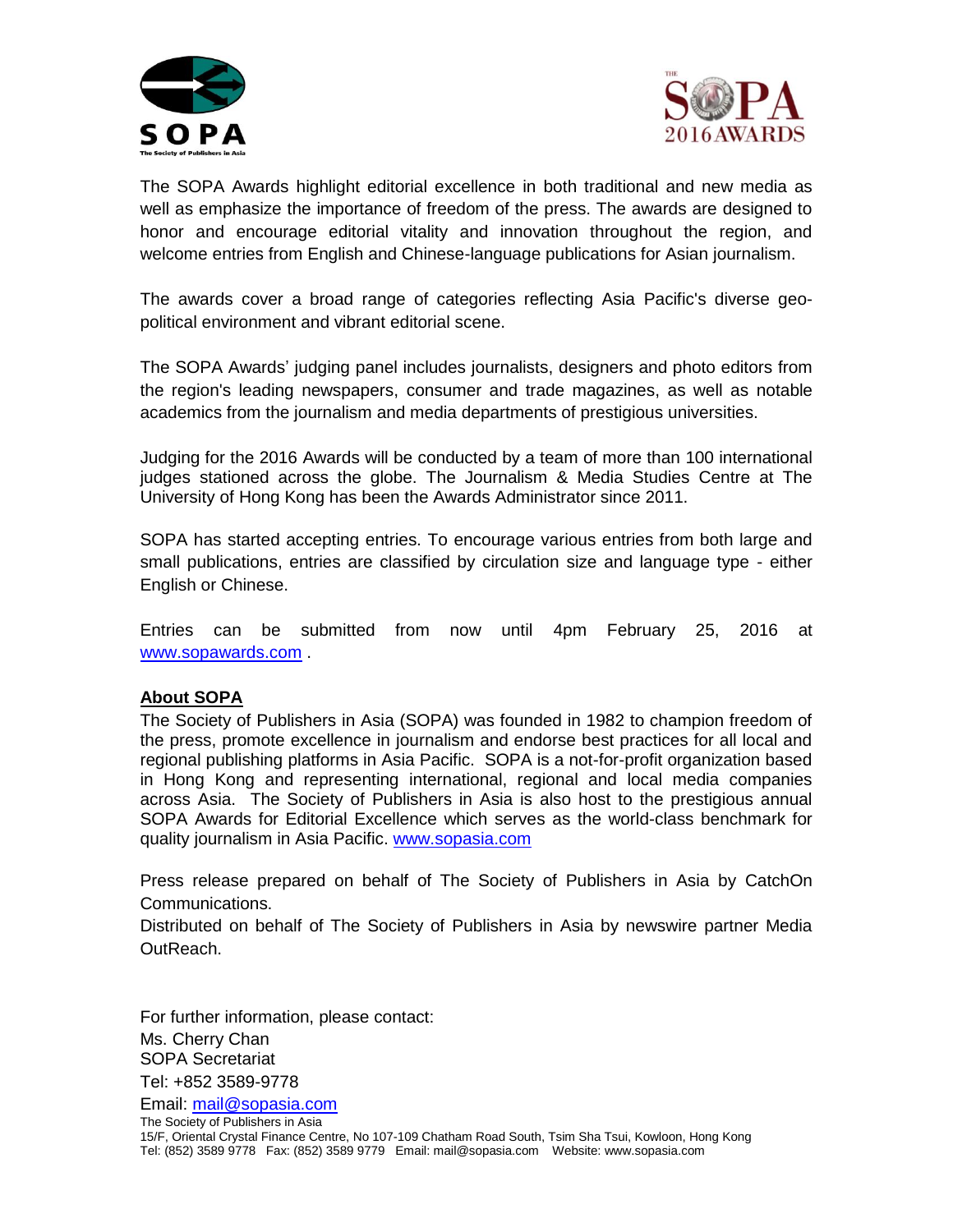The SOPA Awards highlight editorial excellence in both traditional and new media as well as emphasize the importance of freedom of the press. The awards are designed to honor and encourage editorial vitality and innovation throughout the region, and welcome entries from English and Chinese-language publications for Asian journalism.

The awards cover a broad range of categories reflecting Asia Pacific's diverse geo-political environment and vibrant editorial scene.

The SOPA Awards' judging panel includes journalists, designers and photo editors from the region's leading newspapers, consumer and trade magazines, as well as notable academics from the journalism and media departments of prestigious universities.

Judging for the 2016 Awards will be conducted by a team of more than 100 international judges stationed across the globe. The Journalism & Media Studies Centre at The University of Hong Kong has been the Awards Administrator since 2011.

SOPA has started accepting entries. To encourage various entries from both large and small publications, entries are classified by circulation size and language type - either English or Chinese.

Entries can be submitted from now until 4pm February 25, 2016 at www.sopawards.com .

**About SOPA**

The Society of Publishers in Asia (SOPA) was founded in 1982 to champion freedom of the press, promote excellence in journalism and endorse best practices for all local and regional publishing platforms in Asia Pacific. SOPA is a not-for-profit organization based in Hong Kong and representing international, regional and local media companies across Asia. The Society of Publishers in Asia is also host to the prestigious annual SOPA Awards for Editorial Excellence which serves as the world-class benchmark for quality journalism in Asia Pacific. www.sopasia.com

Press release prepared on behalf of The Society of Publishers in Asia by CatchOn Communications.
Distributed on behalf of The Society of Publishers in Asia by newswire partner Media OutReach.

For further information, please contact:
Ms. Cherry Chan
SOPA Secretariat
Tel: +852 3589-9778
Email: mail@sopasia.com

The Society of Publishers in Asia
15/F, Oriental Crystal Finance Centre, No 107-109 Chatham Road South, Tsim Sha Tsui, Kowloon, Hong Kong
Tel: (852) 3589 9778 Fax: (852) 3589 9779 Email: mail@sopasia.com Website: www.sopasia.com